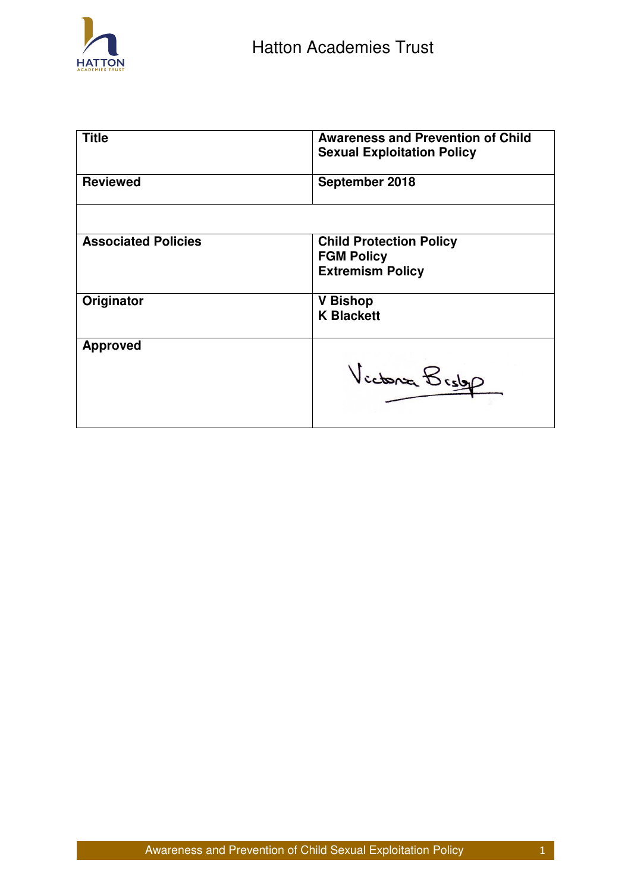Hatton Academies Trust

| Title | Awareness and Prevention of Child Sexual Exploitation Policy |
| --- | --- |
| Reviewed | September 2018 |
| | |
| Associated Policies | Child Protection Policy<br>FGM Policy<br>Extremism Policy |
| Originator | V Bishop<br>K Blackett |
| Approved | Victoria Bishop |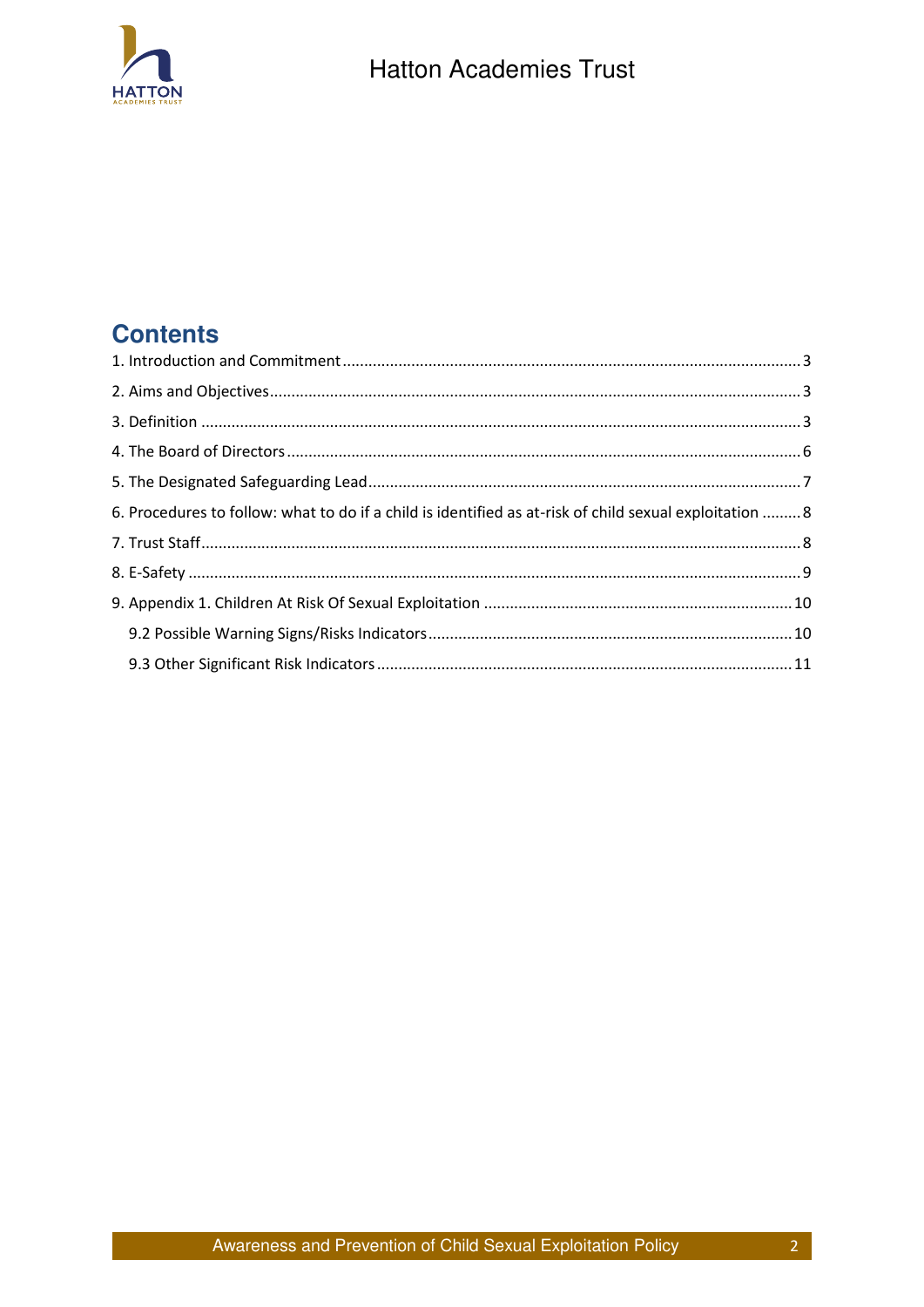# Contents

1. Introduction and Commitment .......... 3
2. Aims and Objectives .......... 3
3. Definition .......... 3
4. The Board of Directors .......... 6
5. The Designated Safeguarding Lead .......... 7
6. Procedures to follow: what to do if a child is identified as at-risk of child sexual exploitation .......... 8
7. Trust Staff .......... 8
8. E-Safety .......... 9
9. Appendix 1. Children At Risk Of Sexual Exploitation .......... 10
   - 9.2 Possible Warning Signs/Risks Indicators .......... 10
   - 9.3 Other Significant Risk Indicators .......... 11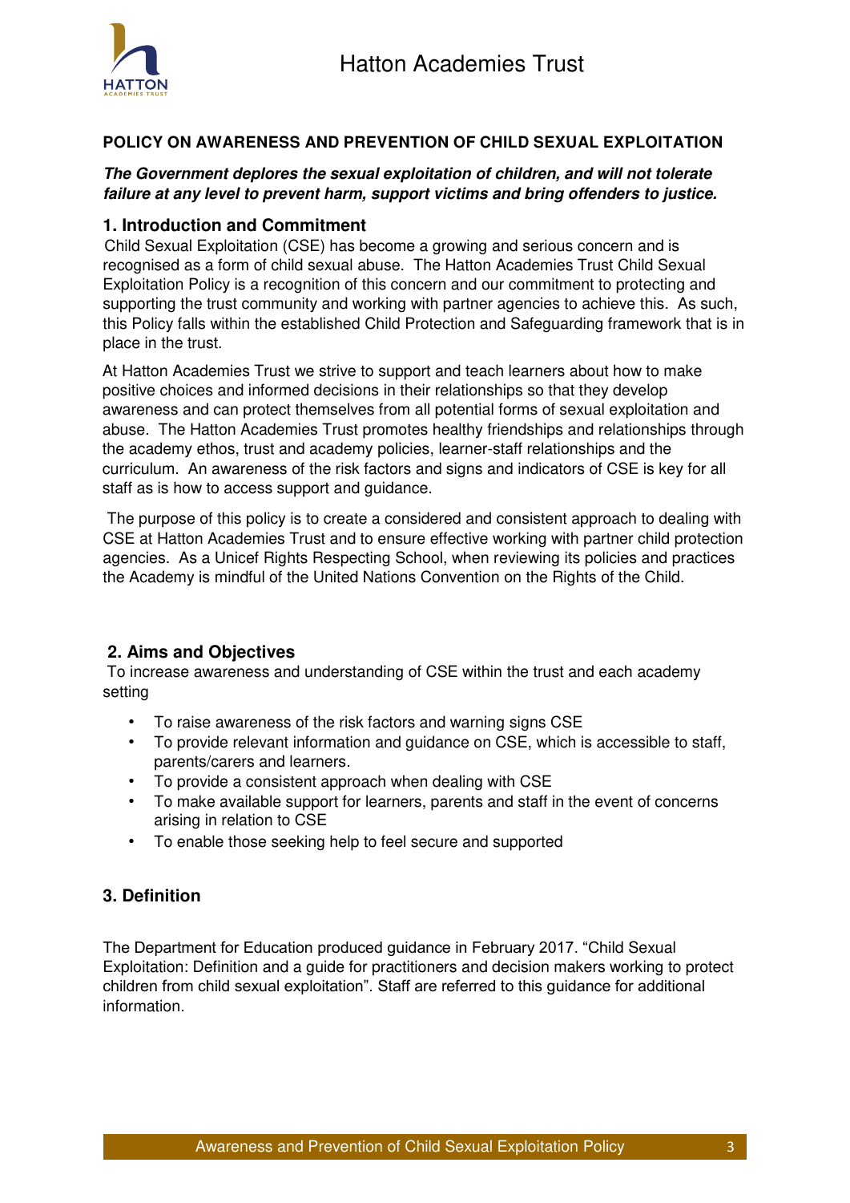**POLICY ON AWARENESS AND PREVENTION OF CHILD SEXUAL EXPLOITATION**

***The Government deplores the sexual exploitation of children, and will not tolerate failure at any level to prevent harm, support victims and bring offenders to justice.***

## 1. Introduction and Commitment

Child Sexual Exploitation (CSE) has become a growing and serious concern and is recognised as a form of child sexual abuse. The Hatton Academies Trust Child Sexual Exploitation Policy is a recognition of this concern and our commitment to protecting and supporting the trust community and working with partner agencies to achieve this. As such, this Policy falls within the established Child Protection and Safeguarding framework that is in place in the trust.

At Hatton Academies Trust we strive to support and teach learners about how to make positive choices and informed decisions in their relationships so that they develop awareness and can protect themselves from all potential forms of sexual exploitation and abuse. The Hatton Academies Trust promotes healthy friendships and relationships through the academy ethos, trust and academy policies, learner-staff relationships and the curriculum. An awareness of the risk factors and signs and indicators of CSE is key for all staff as is how to access support and guidance.

The purpose of this policy is to create a considered and consistent approach to dealing with CSE at Hatton Academies Trust and to ensure effective working with partner child protection agencies. As a Unicef Rights Respecting School, when reviewing its policies and practices the Academy is mindful of the United Nations Convention on the Rights of the Child.

## 2. Aims and Objectives

To increase awareness and understanding of CSE within the trust and each academy setting

- To raise awareness of the risk factors and warning signs CSE
- To provide relevant information and guidance on CSE, which is accessible to staff, parents/carers and learners.
- To provide a consistent approach when dealing with CSE
- To make available support for learners, parents and staff in the event of concerns arising in relation to CSE
- To enable those seeking help to feel secure and supported

## 3. Definition

The Department for Education produced guidance in February 2017. "Child Sexual Exploitation: Definition and a guide for practitioners and decision makers working to protect children from child sexual exploitation". Staff are referred to this guidance for additional information.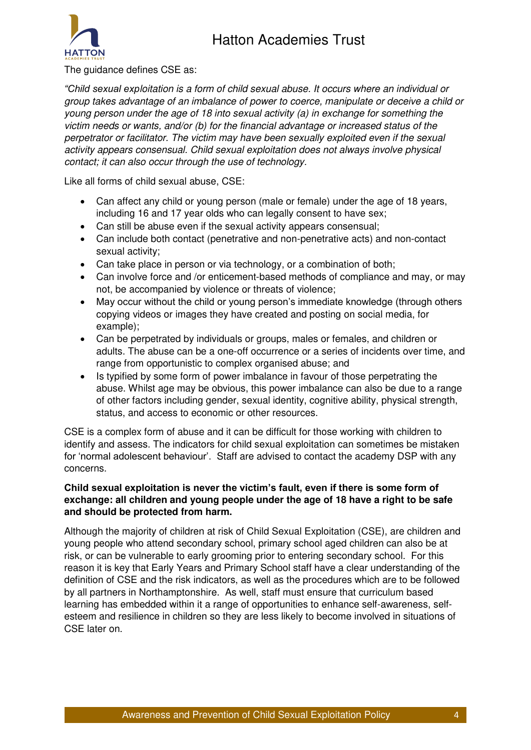The guidance defines CSE as:

*"Child sexual exploitation is a form of child sexual abuse. It occurs where an individual or group takes advantage of an imbalance of power to coerce, manipulate or deceive a child or young person under the age of 18 into sexual activity (a) in exchange for something the victim needs or wants, and/or (b) for the financial advantage or increased status of the perpetrator or facilitator. The victim may have been sexually exploited even if the sexual activity appears consensual. Child sexual exploitation does not always involve physical contact; it can also occur through the use of technology.*

Like all forms of child sexual abuse, CSE:

- Can affect any child or young person (male or female) under the age of 18 years, including 16 and 17 year olds who can legally consent to have sex;
- Can still be abuse even if the sexual activity appears consensual;
- Can include both contact (penetrative and non-penetrative acts) and non-contact sexual activity;
- Can take place in person or via technology, or a combination of both;
- Can involve force and /or enticement-based methods of compliance and may, or may not, be accompanied by violence or threats of violence;
- May occur without the child or young person's immediate knowledge (through others copying videos or images they have created and posting on social media, for example);
- Can be perpetrated by individuals or groups, males or females, and children or adults. The abuse can be a one-off occurrence or a series of incidents over time, and range from opportunistic to complex organised abuse; and
- Is typified by some form of power imbalance in favour of those perpetrating the abuse. Whilst age may be obvious, this power imbalance can also be due to a range of other factors including gender, sexual identity, cognitive ability, physical strength, status, and access to economic or other resources.

CSE is a complex form of abuse and it can be difficult for those working with children to identify and assess. The indicators for child sexual exploitation can sometimes be mistaken for 'normal adolescent behaviour'. Staff are advised to contact the academy DSP with any concerns.

**Child sexual exploitation is never the victim's fault, even if there is some form of exchange: all children and young people under the age of 18 have a right to be safe and should be protected from harm.**

Although the majority of children at risk of Child Sexual Exploitation (CSE), are children and young people who attend secondary school, primary school aged children can also be at risk, or can be vulnerable to early grooming prior to entering secondary school. For this reason it is key that Early Years and Primary School staff have a clear understanding of the definition of CSE and the risk indicators, as well as the procedures which are to be followed by all partners in Northamptonshire. As well, staff must ensure that curriculum based learning has embedded within it a range of opportunities to enhance self-awareness, self-esteem and resilience in children so they are less likely to become involved in situations of CSE later on.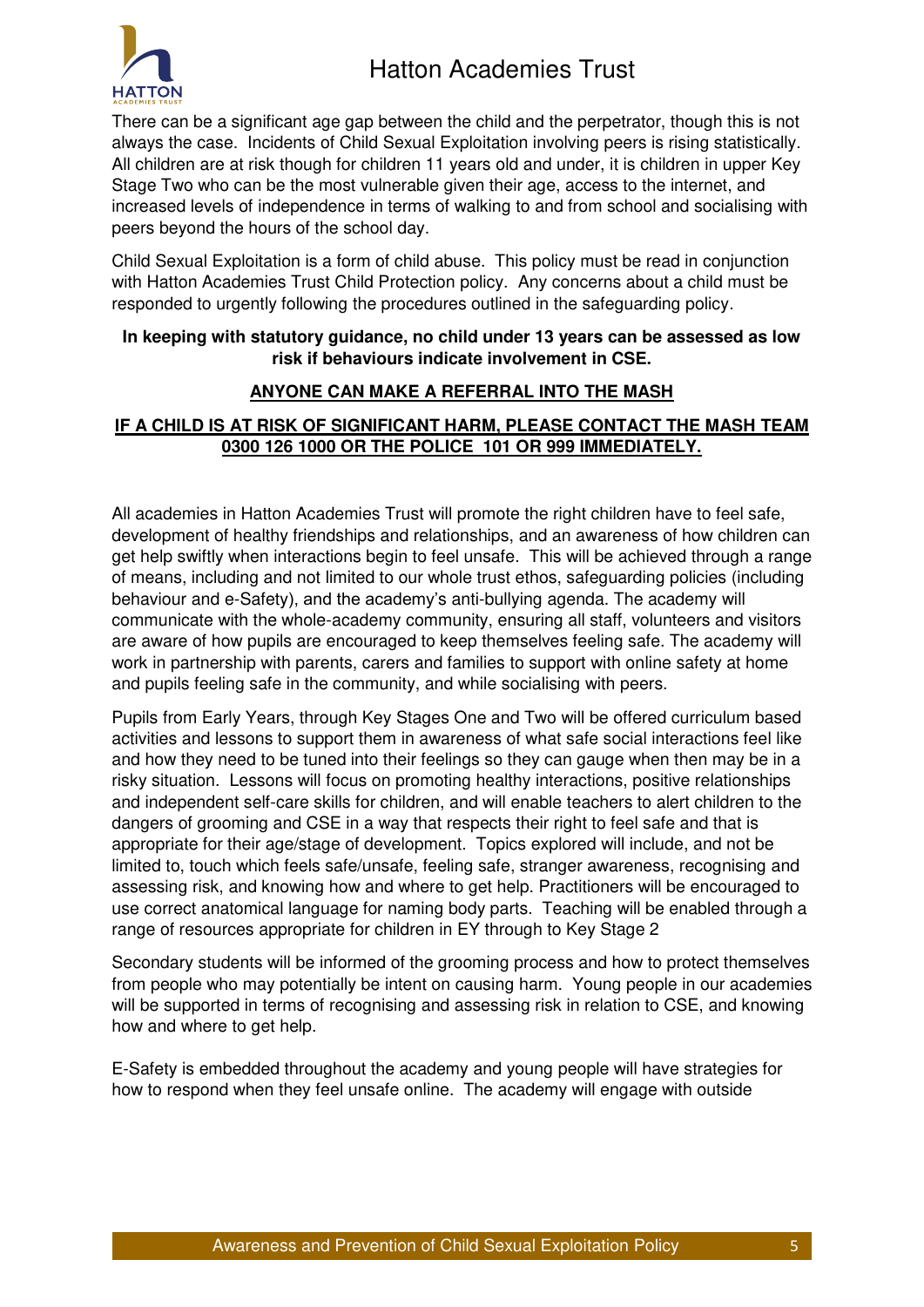There can be a significant age gap between the child and the perpetrator, though this is not always the case. Incidents of Child Sexual Exploitation involving peers is rising statistically. All children are at risk though for children 11 years old and under, it is children in upper Key Stage Two who can be the most vulnerable given their age, access to the internet, and increased levels of independence in terms of walking to and from school and socialising with peers beyond the hours of the school day.

Child Sexual Exploitation is a form of child abuse. This policy must be read in conjunction with Hatton Academies Trust Child Protection policy. Any concerns about a child must be responded to urgently following the procedures outlined in the safeguarding policy.

**In keeping with statutory guidance, no child under 13 years can be assessed as low risk if behaviours indicate involvement in CSE.**

**ANYONE CAN MAKE A REFERRAL INTO THE MASH**

**IF A CHILD IS AT RISK OF SIGNIFICANT HARM, PLEASE CONTACT THE MASH TEAM 0300 126 1000 OR THE POLICE 101 OR 999 IMMEDIATELY.**

All academies in Hatton Academies Trust will promote the right children have to feel safe, development of healthy friendships and relationships, and an awareness of how children can get help swiftly when interactions begin to feel unsafe. This will be achieved through a range of means, including and not limited to our whole trust ethos, safeguarding policies (including behaviour and e-Safety), and the academy's anti-bullying agenda. The academy will communicate with the whole-academy community, ensuring all staff, volunteers and visitors are aware of how pupils are encouraged to keep themselves feeling safe. The academy will work in partnership with parents, carers and families to support with online safety at home and pupils feeling safe in the community, and while socialising with peers.

Pupils from Early Years, through Key Stages One and Two will be offered curriculum based activities and lessons to support them in awareness of what safe social interactions feel like and how they need to be tuned into their feelings so they can gauge when then may be in a risky situation. Lessons will focus on promoting healthy interactions, positive relationships and independent self-care skills for children, and will enable teachers to alert children to the dangers of grooming and CSE in a way that respects their right to feel safe and that is appropriate for their age/stage of development. Topics explored will include, and not be limited to, touch which feels safe/unsafe, feeling safe, stranger awareness, recognising and assessing risk, and knowing how and where to get help. Practitioners will be encouraged to use correct anatomical language for naming body parts. Teaching will be enabled through a range of resources appropriate for children in EY through to Key Stage 2

Secondary students will be informed of the grooming process and how to protect themselves from people who may potentially be intent on causing harm. Young people in our academies will be supported in terms of recognising and assessing risk in relation to CSE, and knowing how and where to get help.

E-Safety is embedded throughout the academy and young people will have strategies for how to respond when they feel unsafe online. The academy will engage with outside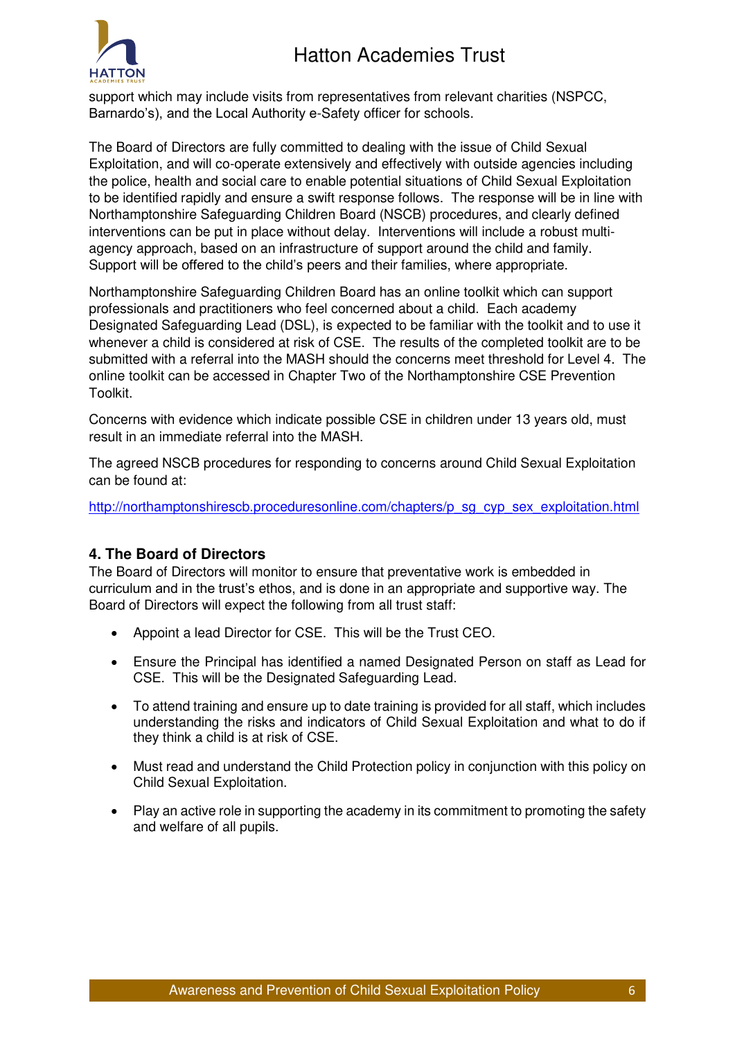support which may include visits from representatives from relevant charities (NSPCC, Barnardo's), and the Local Authority e-Safety officer for schools.

The Board of Directors are fully committed to dealing with the issue of Child Sexual Exploitation, and will co-operate extensively and effectively with outside agencies including the police, health and social care to enable potential situations of Child Sexual Exploitation to be identified rapidly and ensure a swift response follows. The response will be in line with Northamptonshire Safeguarding Children Board (NSCB) procedures, and clearly defined interventions can be put in place without delay. Interventions will include a robust multi-agency approach, based on an infrastructure of support around the child and family. Support will be offered to the child's peers and their families, where appropriate.

Northamptonshire Safeguarding Children Board has an online toolkit which can support professionals and practitioners who feel concerned about a child. Each academy Designated Safeguarding Lead (DSL), is expected to be familiar with the toolkit and to use it whenever a child is considered at risk of CSE. The results of the completed toolkit are to be submitted with a referral into the MASH should the concerns meet threshold for Level 4. The online toolkit can be accessed in Chapter Two of the Northamptonshire CSE Prevention Toolkit.

Concerns with evidence which indicate possible CSE in children under 13 years old, must result in an immediate referral into the MASH.

The agreed NSCB procedures for responding to concerns around Child Sexual Exploitation can be found at:

http://northamptonshirescb.proceduresonline.com/chapters/p_sg_cyp_sex_exploitation.html

## 4. The Board of Directors

The Board of Directors will monitor to ensure that preventative work is embedded in curriculum and in the trust's ethos, and is done in an appropriate and supportive way. The Board of Directors will expect the following from all trust staff:

- Appoint a lead Director for CSE. This will be the Trust CEO.
- Ensure the Principal has identified a named Designated Person on staff as Lead for CSE. This will be the Designated Safeguarding Lead.
- To attend training and ensure up to date training is provided for all staff, which includes understanding the risks and indicators of Child Sexual Exploitation and what to do if they think a child is at risk of CSE.
- Must read and understand the Child Protection policy in conjunction with this policy on Child Sexual Exploitation.
- Play an active role in supporting the academy in its commitment to promoting the safety and welfare of all pupils.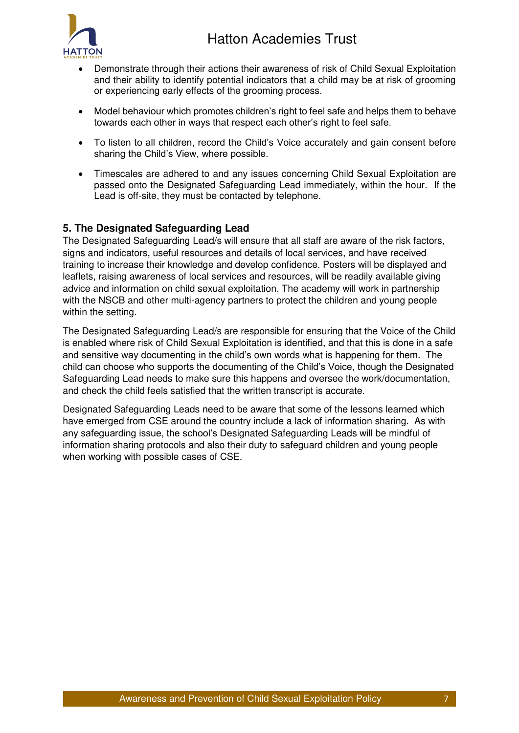- Demonstrate through their actions their awareness of risk of Child Sexual Exploitation and their ability to identify potential indicators that a child may be at risk of grooming or experiencing early effects of the grooming process.

- Model behaviour which promotes children's right to feel safe and helps them to behave towards each other in ways that respect each other's right to feel safe.

- To listen to all children, record the Child's Voice accurately and gain consent before sharing the Child's View, where possible.

- Timescales are adhered to and any issues concerning Child Sexual Exploitation are passed onto the Designated Safeguarding Lead immediately, within the hour. If the Lead is off-site, they must be contacted by telephone.

### 5. The Designated Safeguarding Lead

The Designated Safeguarding Lead/s will ensure that all staff are aware of the risk factors, signs and indicators, useful resources and details of local services, and have received training to increase their knowledge and develop confidence. Posters will be displayed and leaflets, raising awareness of local services and resources, will be readily available giving advice and information on child sexual exploitation. The academy will work in partnership with the NSCB and other multi-agency partners to protect the children and young people within the setting.

The Designated Safeguarding Lead/s are responsible for ensuring that the Voice of the Child is enabled where risk of Child Sexual Exploitation is identified, and that this is done in a safe and sensitive way documenting in the child's own words what is happening for them. The child can choose who supports the documenting of the Child's Voice, though the Designated Safeguarding Lead needs to make sure this happens and oversee the work/documentation, and check the child feels satisfied that the written transcript is accurate.

Designated Safeguarding Leads need to be aware that some of the lessons learned which have emerged from CSE around the country include a lack of information sharing. As with any safeguarding issue, the school's Designated Safeguarding Leads will be mindful of information sharing protocols and also their duty to safeguard children and young people when working with possible cases of CSE.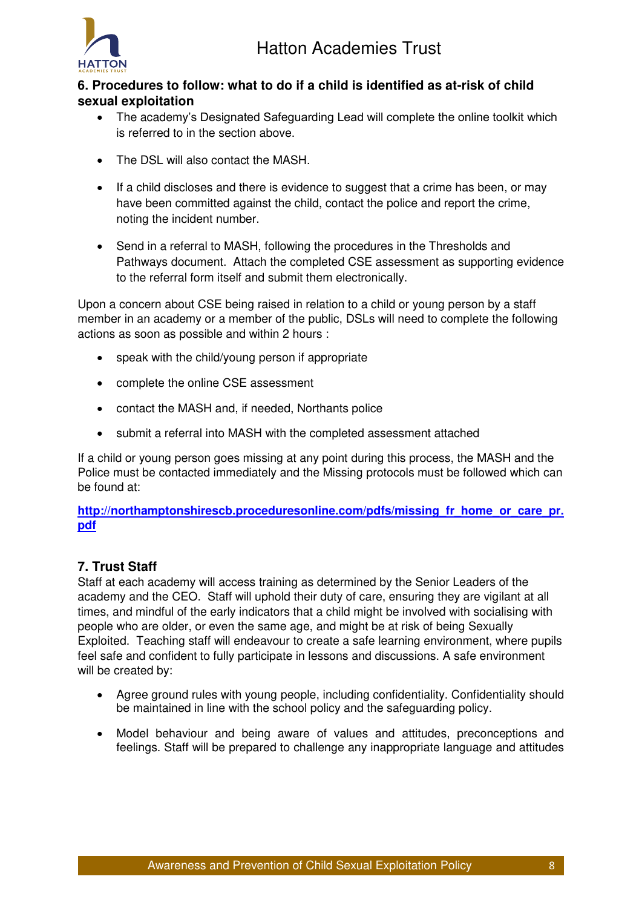**6. Procedures to follow: what to do if a child is identified as at-risk of child sexual exploitation**

- The academy's Designated Safeguarding Lead will complete the online toolkit which is referred to in the section above.
- The DSL will also contact the MASH.
- If a child discloses and there is evidence to suggest that a crime has been, or may have been committed against the child, contact the police and report the crime, noting the incident number.
- Send in a referral to MASH, following the procedures in the Thresholds and Pathways document. Attach the completed CSE assessment as supporting evidence to the referral form itself and submit them electronically.

Upon a concern about CSE being raised in relation to a child or young person by a staff member in an academy or a member of the public, DSLs will need to complete the following actions as soon as possible and within 2 hours :

- speak with the child/young person if appropriate
- complete the online CSE assessment
- contact the MASH and, if needed, Northants police
- submit a referral into MASH with the completed assessment attached

If a child or young person goes missing at any point during this process, the MASH and the Police must be contacted immediately and the Missing protocols must be followed which can be found at:

**http://northamptonshirescb.proceduresonline.com/pdfs/missing_fr_home_or_care_pr.pdf**

**7. Trust Staff**

Staff at each academy will access training as determined by the Senior Leaders of the academy and the CEO. Staff will uphold their duty of care, ensuring they are vigilant at all times, and mindful of the early indicators that a child might be involved with socialising with people who are older, or even the same age, and might be at risk of being Sexually Exploited. Teaching staff will endeavour to create a safe learning environment, where pupils feel safe and confident to fully participate in lessons and discussions. A safe environment will be created by:

- Agree ground rules with young people, including confidentiality. Confidentiality should be maintained in line with the school policy and the safeguarding policy.
- Model behaviour and being aware of values and attitudes, preconceptions and feelings. Staff will be prepared to challenge any inappropriate language and attitudes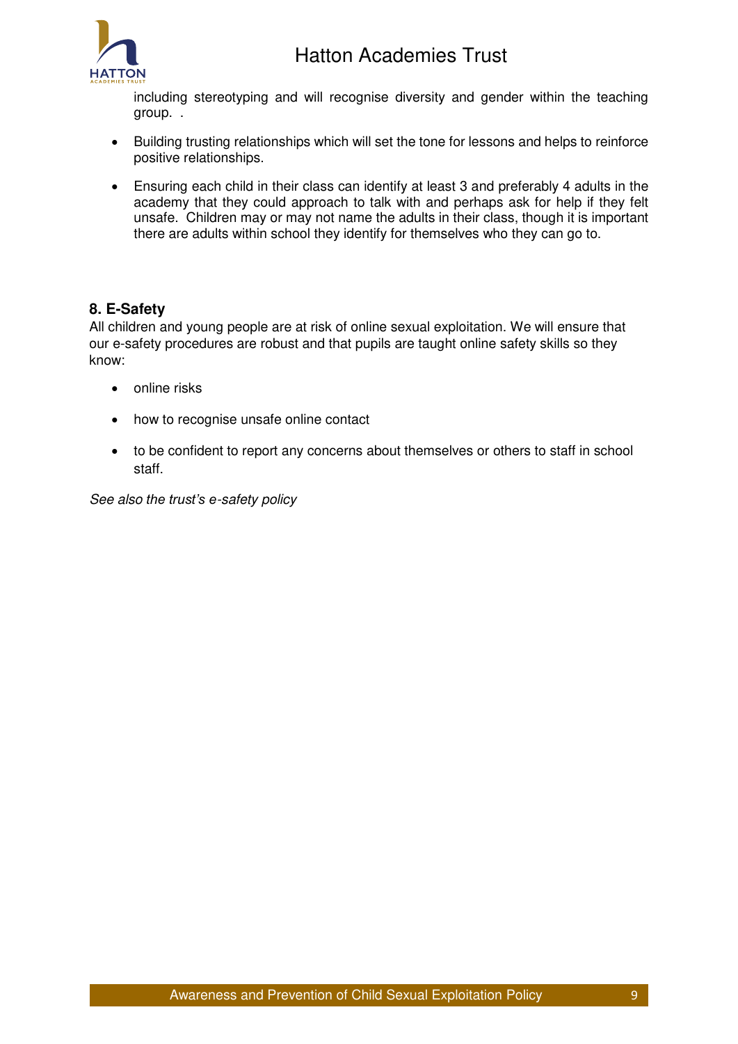including stereotyping and will recognise diversity and gender within the teaching group. .

- Building trusting relationships which will set the tone for lessons and helps to reinforce positive relationships.
- Ensuring each child in their class can identify at least 3 and preferably 4 adults in the academy that they could approach to talk with and perhaps ask for help if they felt unsafe. Children may or may not name the adults in their class, though it is important there are adults within school they identify for themselves who they can go to.

**8. E-Safety**

All children and young people are at risk of online sexual exploitation. We will ensure that our e-safety procedures are robust and that pupils are taught online safety skills so they know:

- online risks
- how to recognise unsafe online contact
- to be confident to report any concerns about themselves or others to staff in school staff.

*See also the trust's e-safety policy*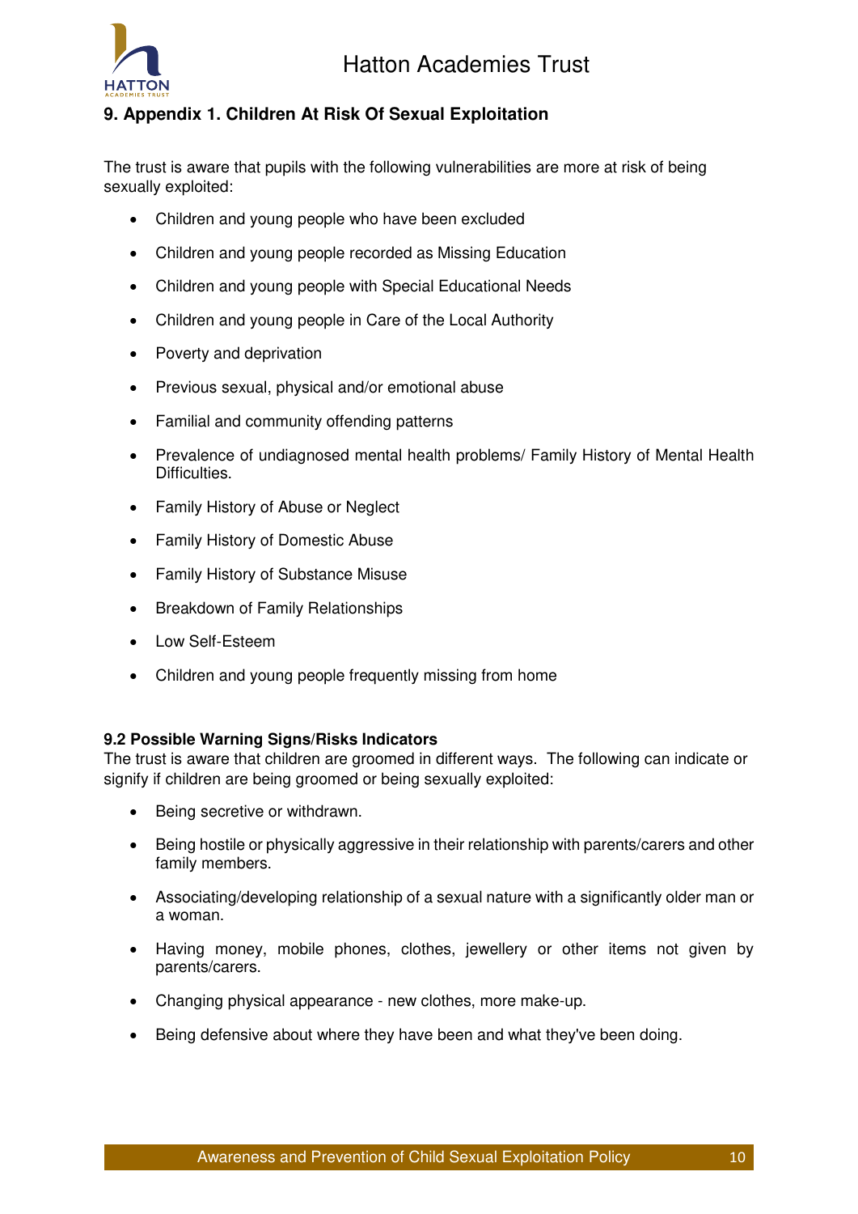## 9. Appendix 1. Children At Risk Of Sexual Exploitation

The trust is aware that pupils with the following vulnerabilities are more at risk of being sexually exploited:

- Children and young people who have been excluded
- Children and young people recorded as Missing Education
- Children and young people with Special Educational Needs
- Children and young people in Care of the Local Authority
- Poverty and deprivation
- Previous sexual, physical and/or emotional abuse
- Familial and community offending patterns
- Prevalence of undiagnosed mental health problems/ Family History of Mental Health Difficulties.
- Family History of Abuse or Neglect
- Family History of Domestic Abuse
- Family History of Substance Misuse
- Breakdown of Family Relationships
- Low Self-Esteem
- Children and young people frequently missing from home

### 9.2 Possible Warning Signs/Risks Indicators

The trust is aware that children are groomed in different ways. The following can indicate or signify if children are being groomed or being sexually exploited:

- Being secretive or withdrawn.
- Being hostile or physically aggressive in their relationship with parents/carers and other family members.
- Associating/developing relationship of a sexual nature with a significantly older man or a woman.
- Having money, mobile phones, clothes, jewellery or other items not given by parents/carers.
- Changing physical appearance - new clothes, more make-up.
- Being defensive about where they have been and what they've been doing.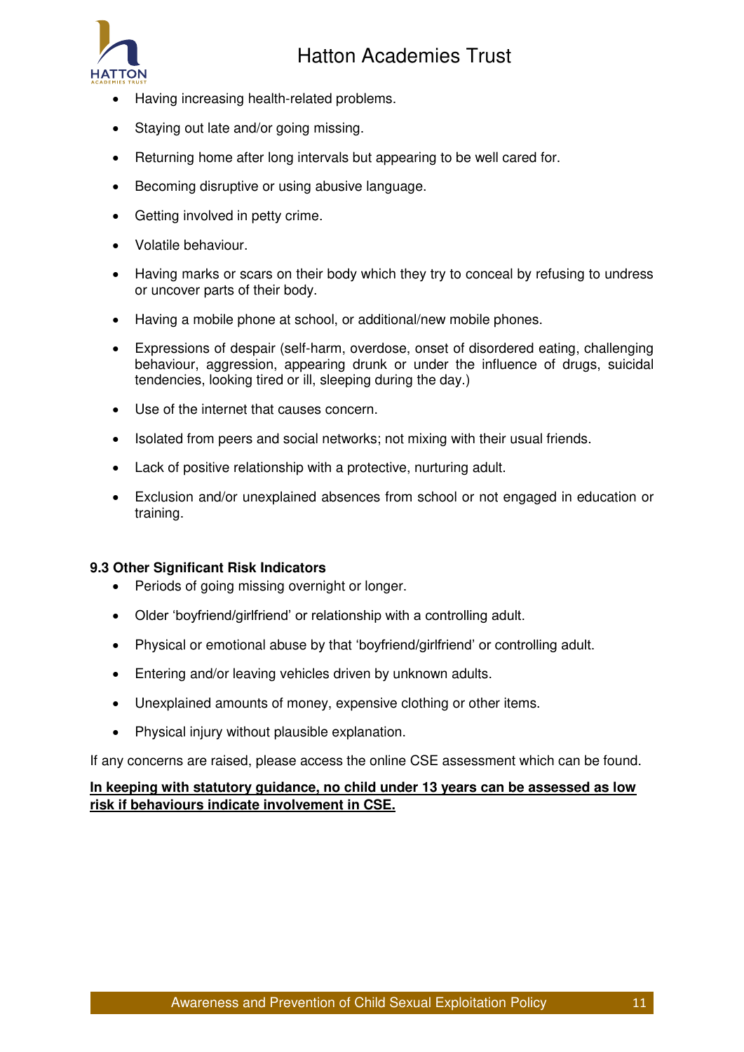- Having increasing health-related problems.
- Staying out late and/or going missing.
- Returning home after long intervals but appearing to be well cared for.
- Becoming disruptive or using abusive language.
- Getting involved in petty crime.
- Volatile behaviour.
- Having marks or scars on their body which they try to conceal by refusing to undress or uncover parts of their body.
- Having a mobile phone at school, or additional/new mobile phones.
- Expressions of despair (self-harm, overdose, onset of disordered eating, challenging behaviour, aggression, appearing drunk or under the influence of drugs, suicidal tendencies, looking tired or ill, sleeping during the day.)
- Use of the internet that causes concern.
- Isolated from peers and social networks; not mixing with their usual friends.
- Lack of positive relationship with a protective, nurturing adult.
- Exclusion and/or unexplained absences from school or not engaged in education or training.

### 9.3 Other Significant Risk Indicators

- Periods of going missing overnight or longer.
- Older 'boyfriend/girlfriend' or relationship with a controlling adult.
- Physical or emotional abuse by that 'boyfriend/girlfriend' or controlling adult.
- Entering and/or leaving vehicles driven by unknown adults.
- Unexplained amounts of money, expensive clothing or other items.
- Physical injury without plausible explanation.

If any concerns are raised, please access the online CSE assessment which can be found.

**In keeping with statutory guidance, no child under 13 years can be assessed as low risk if behaviours indicate involvement in CSE.**